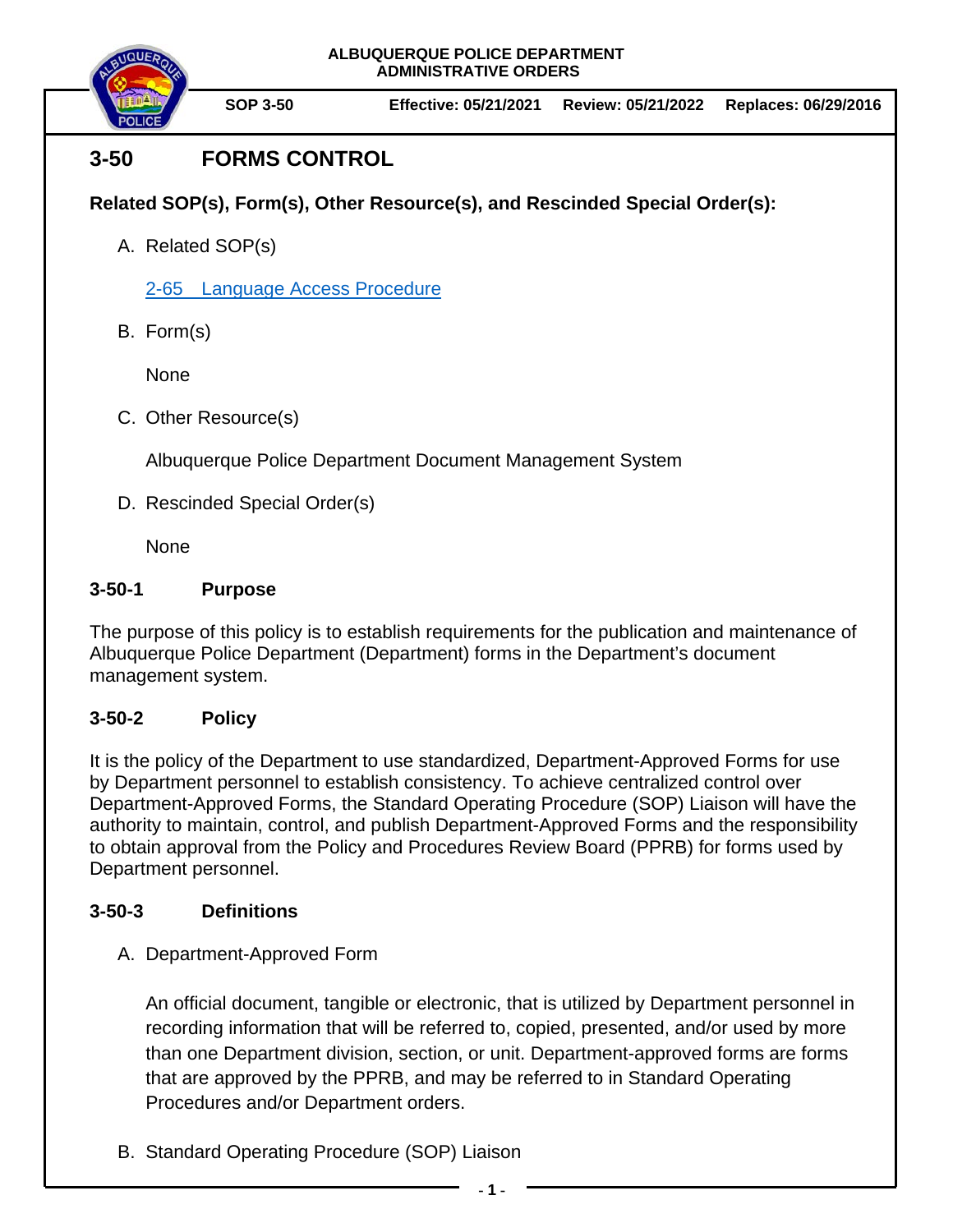ALBUQUERQUE POLICE DEPARTMENT
ADMINISTRATIVE ORDERS

**SOP 3-50** | **Effective: 05/21/2021** | **Review: 05/21/2022** | **Replaces: 06/29/2016**

# 3-50 FORMS CONTROL

**Related SOP(s), Form(s), Other Resource(s), and Rescinded Special Order(s):**

A. Related SOP(s)

   2-65 Language Access Procedure

B. Form(s)

   None

C. Other Resource(s)

   Albuquerque Police Department Document Management System

D. Rescinded Special Order(s)

   None

## 3-50-1 Purpose

The purpose of this policy is to establish requirements for the publication and maintenance of Albuquerque Police Department (Department) forms in the Department's document management system.

## 3-50-2 Policy

It is the policy of the Department to use standardized, Department-Approved Forms for use by Department personnel to establish consistency. To achieve centralized control over Department-Approved Forms, the Standard Operating Procedure (SOP) Liaison will have the authority to maintain, control, and publish Department-Approved Forms and the responsibility to obtain approval from the Policy and Procedures Review Board (PPRB) for forms used by Department personnel.

## 3-50-3 Definitions

A. Department-Approved Form

   An official document, tangible or electronic, that is utilized by Department personnel in recording information that will be referred to, copied, presented, and/or used by more than one Department division, section, or unit. Department-approved forms are forms that are approved by the PPRB, and may be referred to in Standard Operating Procedures and/or Department orders.

B. Standard Operating Procedure (SOP) Liaison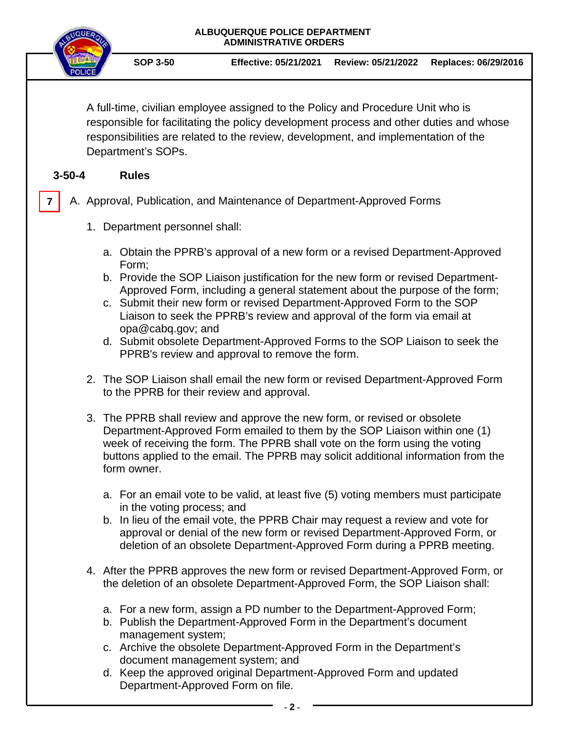A full-time, civilian employee assigned to the Policy and Procedure Unit who is responsible for facilitating the policy development process and other duties and whose responsibilities are related to the review, development, and implementation of the Department's SOPs.

## 3-50-4 Rules

7

A. Approval, Publication, and Maintenance of Department-Approved Forms

1. Department personnel shall:

   a. Obtain the PPRB's approval of a new form or a revised Department-Approved Form;
   b. Provide the SOP Liaison justification for the new form or revised Department-Approved Form, including a general statement about the purpose of the form;
   c. Submit their new form or revised Department-Approved Form to the SOP Liaison to seek the PPRB's review and approval of the form via email at opa@cabq.gov; and
   d. Submit obsolete Department-Approved Forms to the SOP Liaison to seek the PPRB's review and approval to remove the form.

2. The SOP Liaison shall email the new form or revised Department-Approved Form to the PPRB for their review and approval.

3. The PPRB shall review and approve the new form, or revised or obsolete Department-Approved Form emailed to them by the SOP Liaison within one (1) week of receiving the form. The PPRB shall vote on the form using the voting buttons applied to the email. The PPRB may solicit additional information from the form owner.

   a. For an email vote to be valid, at least five (5) voting members must participate in the voting process; and
   b. In lieu of the email vote, the PPRB Chair may request a review and vote for approval or denial of the new form or revised Department-Approved Form, or deletion of an obsolete Department-Approved Form during a PPRB meeting.

4. After the PPRB approves the new form or revised Department-Approved Form, or the deletion of an obsolete Department-Approved Form, the SOP Liaison shall:

   a. For a new form, assign a PD number to the Department-Approved Form;
   b. Publish the Department-Approved Form in the Department's document management system;
   c. Archive the obsolete Department-Approved Form in the Department's document management system; and
   d. Keep the approved original Department-Approved Form and updated Department-Approved Form on file.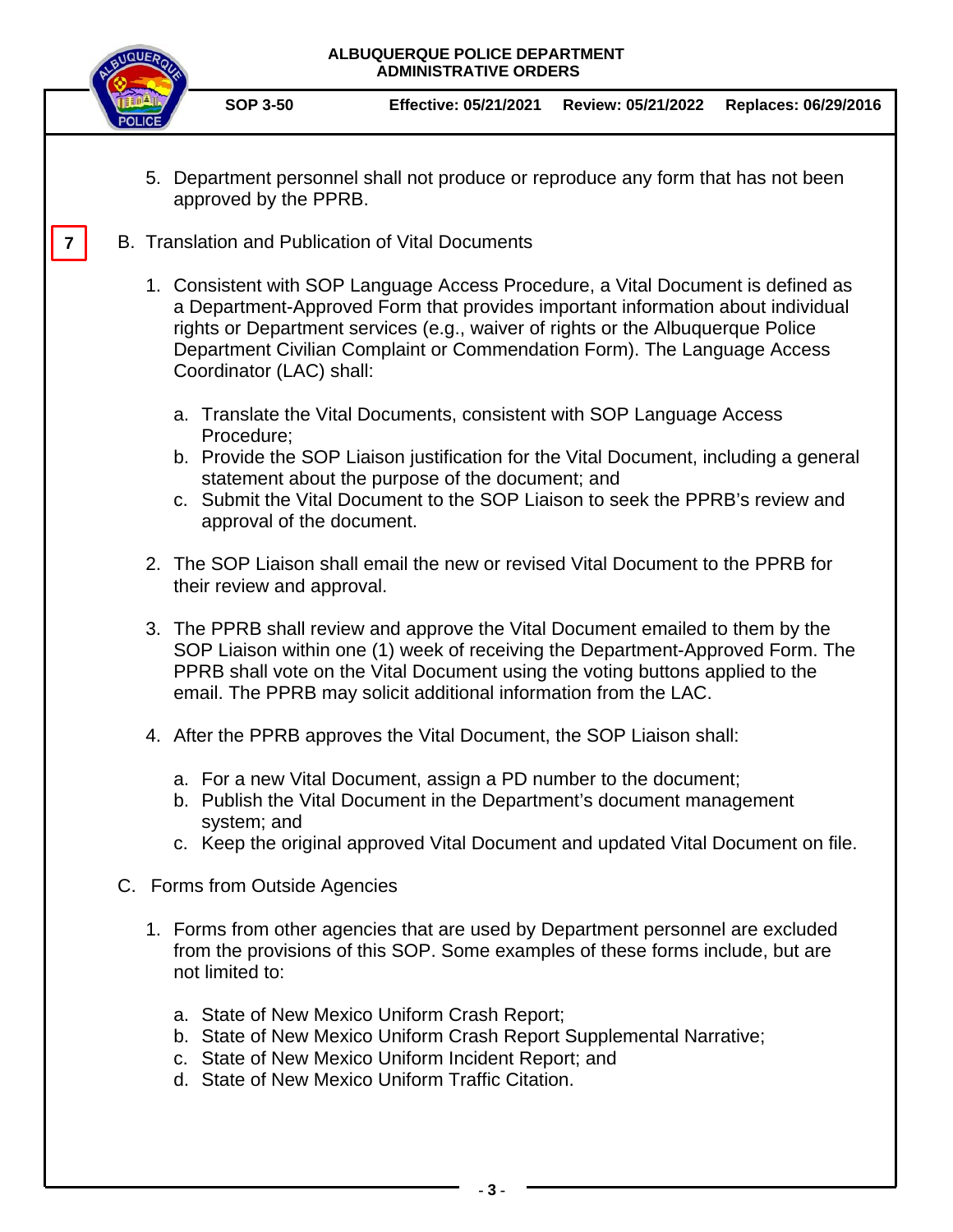5. Department personnel shall not produce or reproduce any form that has not been approved by the PPRB.

7

B. Translation and Publication of Vital Documents

1. Consistent with SOP Language Access Procedure, a Vital Document is defined as a Department-Approved Form that provides important information about individual rights or Department services (e.g., waiver of rights or the Albuquerque Police Department Civilian Complaint or Commendation Form). The Language Access Coordinator (LAC) shall:

   a. Translate the Vital Documents, consistent with SOP Language Access Procedure;
   b. Provide the SOP Liaison justification for the Vital Document, including a general statement about the purpose of the document; and
   c. Submit the Vital Document to the SOP Liaison to seek the PPRB's review and approval of the document.

2. The SOP Liaison shall email the new or revised Vital Document to the PPRB for their review and approval.

3. The PPRB shall review and approve the Vital Document emailed to them by the SOP Liaison within one (1) week of receiving the Department-Approved Form. The PPRB shall vote on the Vital Document using the voting buttons applied to the email. The PPRB may solicit additional information from the LAC.

4. After the PPRB approves the Vital Document, the SOP Liaison shall:

   a. For a new Vital Document, assign a PD number to the document;
   b. Publish the Vital Document in the Department's document management system; and
   c. Keep the original approved Vital Document and updated Vital Document on file.

C. Forms from Outside Agencies

1. Forms from other agencies that are used by Department personnel are excluded from the provisions of this SOP. Some examples of these forms include, but are not limited to:

   a. State of New Mexico Uniform Crash Report;
   b. State of New Mexico Uniform Crash Report Supplemental Narrative;
   c. State of New Mexico Uniform Incident Report; and
   d. State of New Mexico Uniform Traffic Citation.